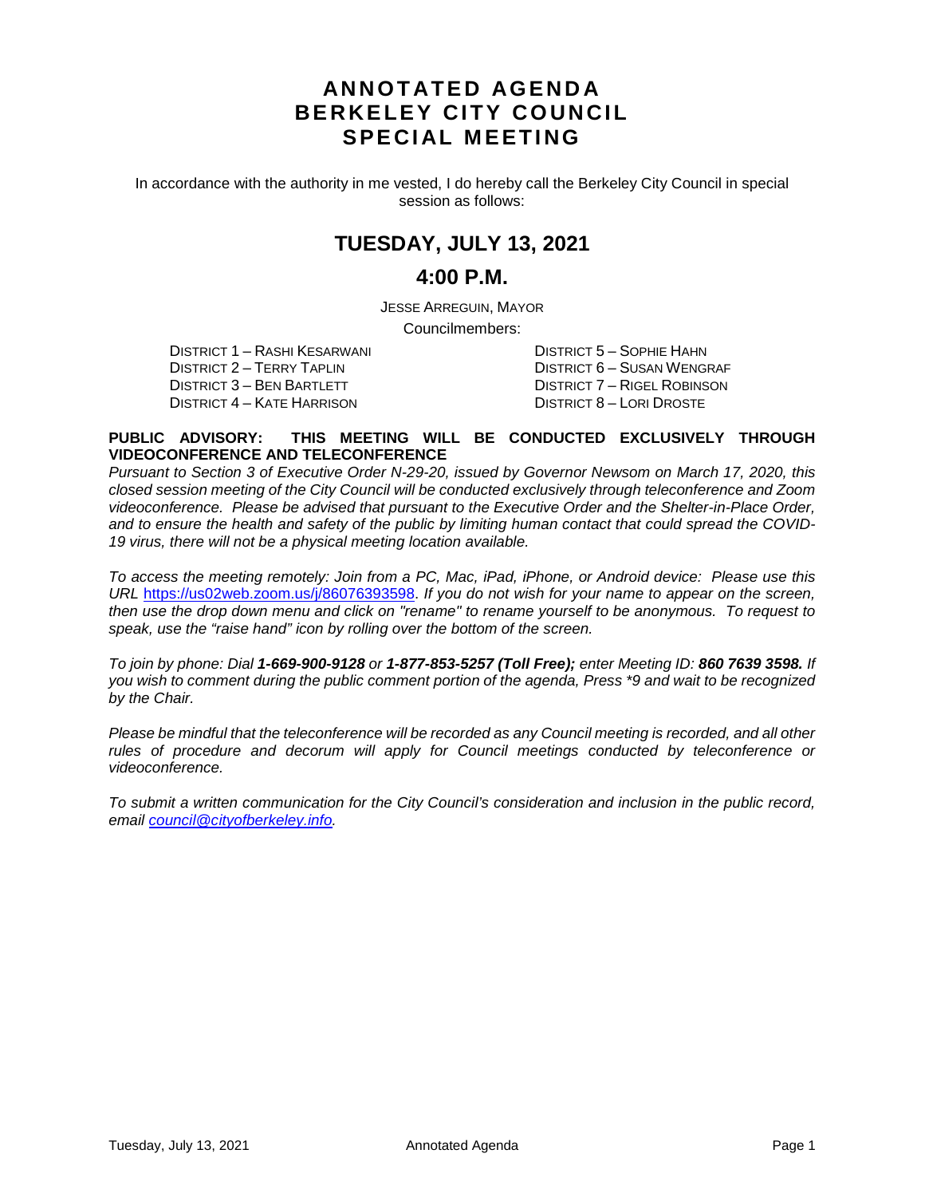# ANNOTATED AGENDA BERKELEY CITY COUNCIL SPECIAL MEETING

In accordance with the authority in me vested, I do hereby call the Berkeley City Council in special session as follows:

## TUESDAY, JULY 13, 2021

## 4:00 P.M.

JESSE ARREGUIN, MAYOR

Councilmembers:

DISTRICT 1 – RASHI KESARWANI
DISTRICT 2 – TERRY TAPLIN
DISTRICT 3 – BEN BARTLETT
DISTRICT 4 – KATE HARRISON
DISTRICT 5 – SOPHIE HAHN
DISTRICT 6 – SUSAN WENGRAF
DISTRICT 7 – RIGEL ROBINSON
DISTRICT 8 – LORI DROSTE

**PUBLIC ADVISORY: THIS MEETING WILL BE CONDUCTED EXCLUSIVELY THROUGH VIDEOCONFERENCE AND TELECONFERENCE**

*Pursuant to Section 3 of Executive Order N-29-20, issued by Governor Newsom on March 17, 2020, this closed session meeting of the City Council will be conducted exclusively through teleconference and Zoom videoconference. Please be advised that pursuant to the Executive Order and the Shelter-in-Place Order, and to ensure the health and safety of the public by limiting human contact that could spread the COVID-19 virus, there will not be a physical meeting location available.*

*To access the meeting remotely: Join from a PC, Mac, iPad, iPhone, or Android device: Please use this URL* https://us02web.zoom.us/j/86076393598. *If you do not wish for your name to appear on the screen, then use the drop down menu and click on "rename" to rename yourself to be anonymous. To request to speak, use the "raise hand" icon by rolling over the bottom of the screen.*

*To join by phone: Dial* ***1-669-900-9128*** *or* ***1-877-853-5257 (Toll Free);*** *enter Meeting ID:* ***860 7639 3598.*** *If you wish to comment during the public comment portion of the agenda, Press \*9 and wait to be recognized by the Chair.*

*Please be mindful that the teleconference will be recorded as any Council meeting is recorded, and all other rules of procedure and decorum will apply for Council meetings conducted by teleconference or videoconference.*

*To submit a written communication for the City Council's consideration and inclusion in the public record, email* *council@cityofberkeley.info.*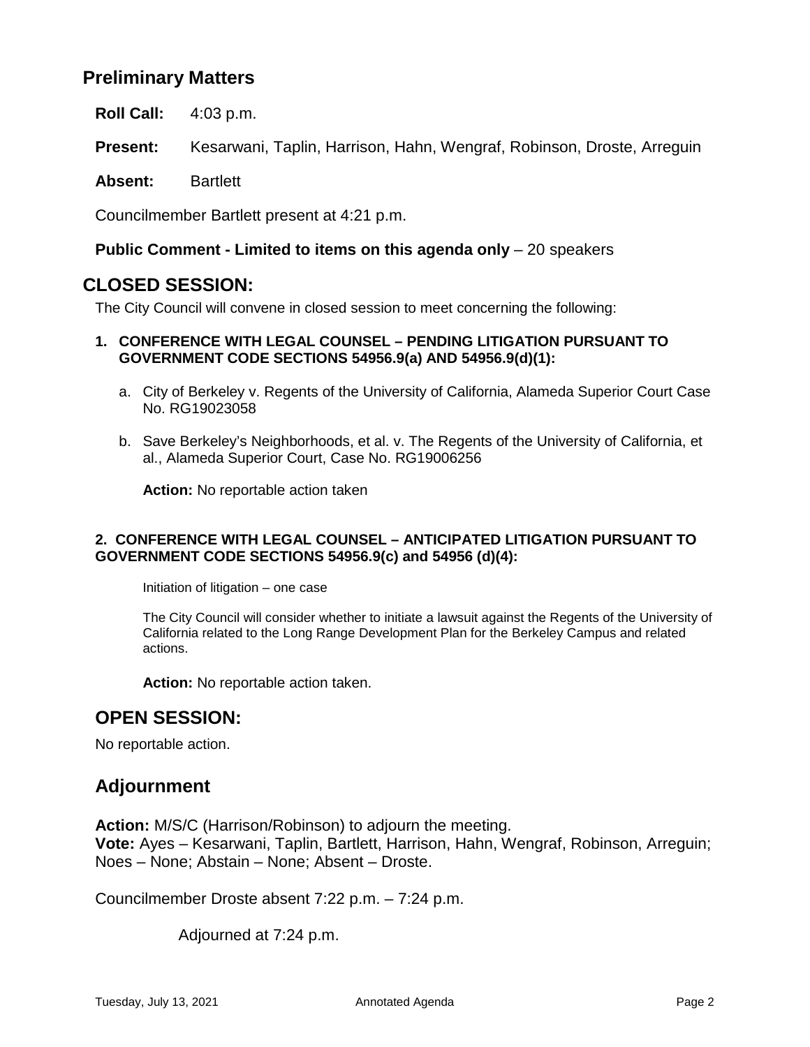## Preliminary Matters

**Roll Call:** 4:03 p.m.

**Present:** Kesarwani, Taplin, Harrison, Hahn, Wengraf, Robinson, Droste, Arreguin

**Absent:** Bartlett

Councilmember Bartlett present at 4:21 p.m.

**Public Comment - Limited to items on this agenda only** – 20 speakers

## CLOSED SESSION:

The City Council will convene in closed session to meet concerning the following:

**1. CONFERENCE WITH LEGAL COUNSEL – PENDING LITIGATION PURSUANT TO GOVERNMENT CODE SECTIONS 54956.9(a) AND 54956.9(d)(1):**

a. City of Berkeley v. Regents of the University of California, Alameda Superior Court Case No. RG19023058

b. Save Berkeley's Neighborhoods, et al. v. The Regents of the University of California, et al., Alameda Superior Court, Case No. RG19006256

**Action:** No reportable action taken

**2. CONFERENCE WITH LEGAL COUNSEL – ANTICIPATED LITIGATION PURSUANT TO GOVERNMENT CODE SECTIONS 54956.9(c) and 54956 (d)(4):**

Initiation of litigation – one case

The City Council will consider whether to initiate a lawsuit against the Regents of the University of California related to the Long Range Development Plan for the Berkeley Campus and related actions.

**Action:** No reportable action taken.

## OPEN SESSION:

No reportable action.

## Adjournment

**Action:** M/S/C (Harrison/Robinson) to adjourn the meeting.
**Vote:** Ayes – Kesarwani, Taplin, Bartlett, Harrison, Hahn, Wengraf, Robinson, Arreguin; Noes – None; Abstain – None; Absent – Droste.

Councilmember Droste absent 7:22 p.m. – 7:24 p.m.

Adjourned at 7:24 p.m.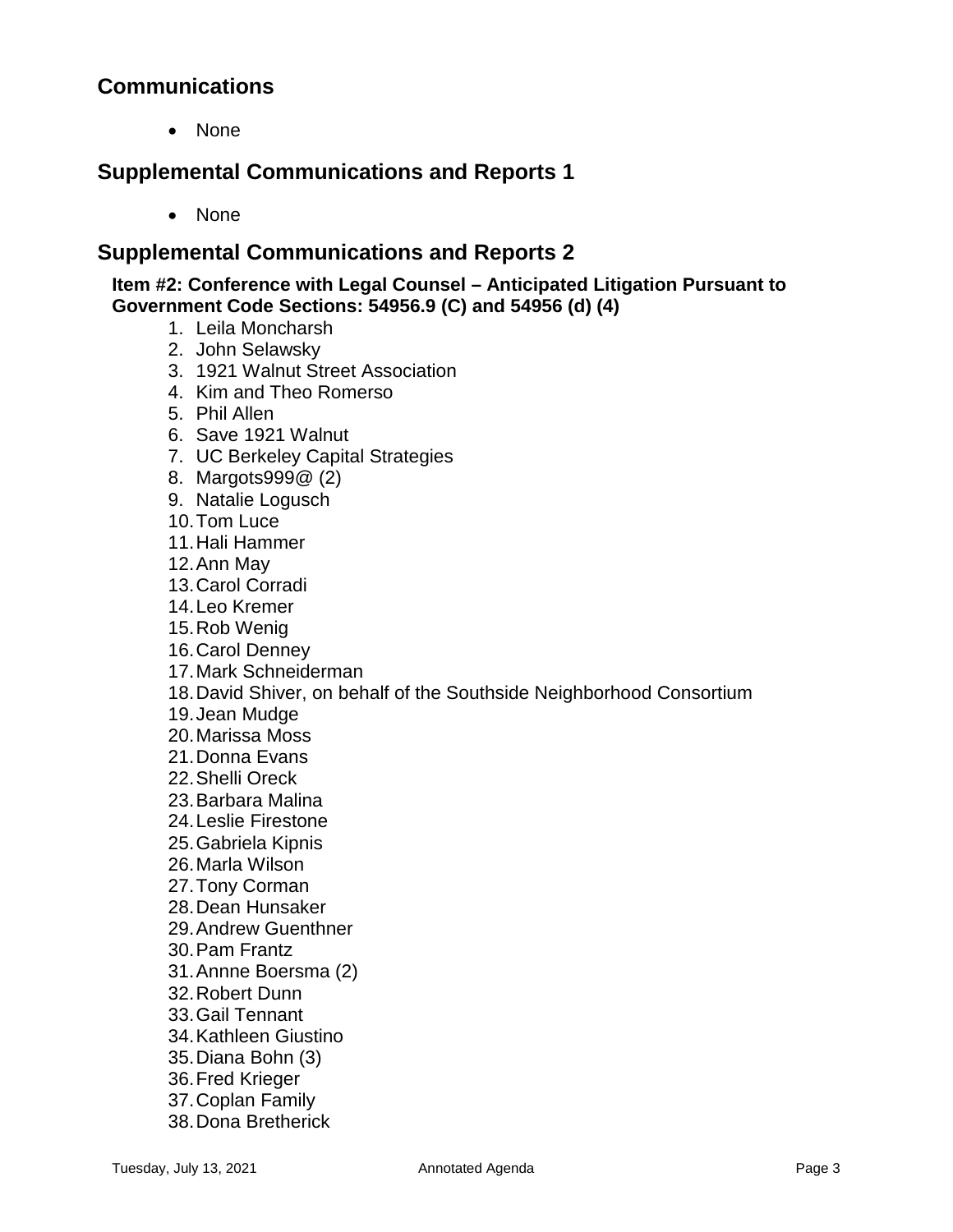## Communications

- None

## Supplemental Communications and Reports 1

- None

## Supplemental Communications and Reports 2

**Item #2: Conference with Legal Counsel – Anticipated Litigation Pursuant to Government Code Sections: 54956.9 (C) and 54956 (d) (4)**

1. Leila Moncharsh
2. John Selawsky
3. 1921 Walnut Street Association
4. Kim and Theo Romerso
5. Phil Allen
6. Save 1921 Walnut
7. UC Berkeley Capital Strategies
8. Margots999@ (2)
9. Natalie Logusch
10. Tom Luce
11. Hali Hammer
12. Ann May
13. Carol Corradi
14. Leo Kremer
15. Rob Wenig
16. Carol Denney
17. Mark Schneiderman
18. David Shiver, on behalf of the Southside Neighborhood Consortium
19. Jean Mudge
20. Marissa Moss
21. Donna Evans
22. Shelli Oreck
23. Barbara Malina
24. Leslie Firestone
25. Gabriela Kipnis
26. Marla Wilson
27. Tony Corman
28. Dean Hunsaker
29. Andrew Guenthner
30. Pam Frantz
31. Annne Boersma (2)
32. Robert Dunn
33. Gail Tennant
34. Kathleen Giustino
35. Diana Bohn (3)
36. Fred Krieger
37. Coplan Family
38. Dona Bretherick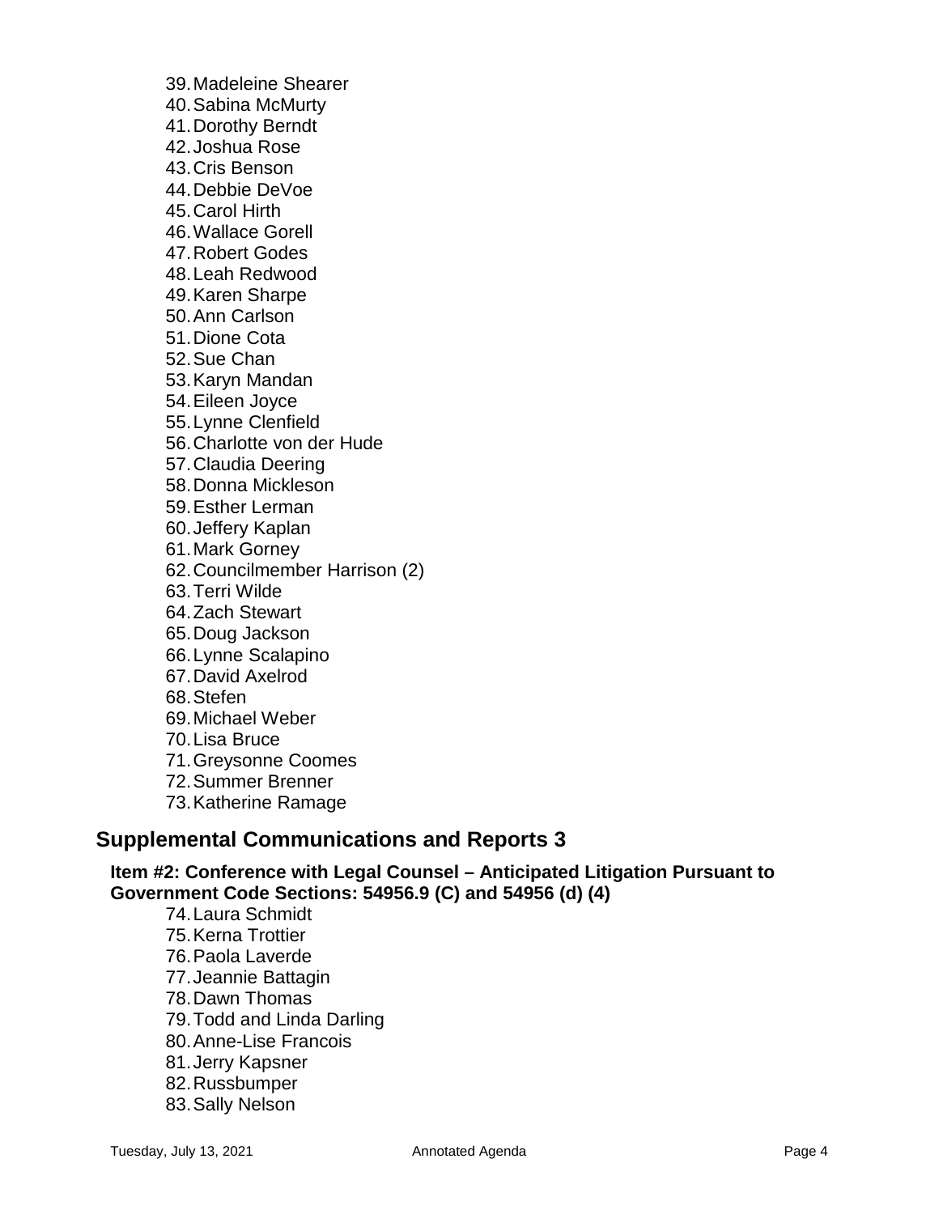39. Madeleine Shearer
40. Sabina McMurty
41. Dorothy Berndt
42. Joshua Rose
43. Cris Benson
44. Debbie DeVoe
45. Carol Hirth
46. Wallace Gorell
47. Robert Godes
48. Leah Redwood
49. Karen Sharpe
50. Ann Carlson
51. Dione Cota
52. Sue Chan
53. Karyn Mandan
54. Eileen Joyce
55. Lynne Clenfield
56. Charlotte von der Hude
57. Claudia Deering
58. Donna Mickleson
59. Esther Lerman
60. Jeffery Kaplan
61. Mark Gorney
62. Councilmember Harrison (2)
63. Terri Wilde
64. Zach Stewart
65. Doug Jackson
66. Lynne Scalapino
67. David Axelrod
68. Stefen
69. Michael Weber
70. Lisa Bruce
71. Greysonne Coomes
72. Summer Brenner
73. Katherine Ramage

## Supplemental Communications and Reports 3

**Item #2: Conference with Legal Counsel – Anticipated Litigation Pursuant to Government Code Sections: 54956.9 (C) and 54956 (d) (4)**

74. Laura Schmidt
75. Kerna Trottier
76. Paola Laverde
77. Jeannie Battagin
78. Dawn Thomas
79. Todd and Linda Darling
80. Anne-Lise Francois
81. Jerry Kapsner
82. Russbumper
83. Sally Nelson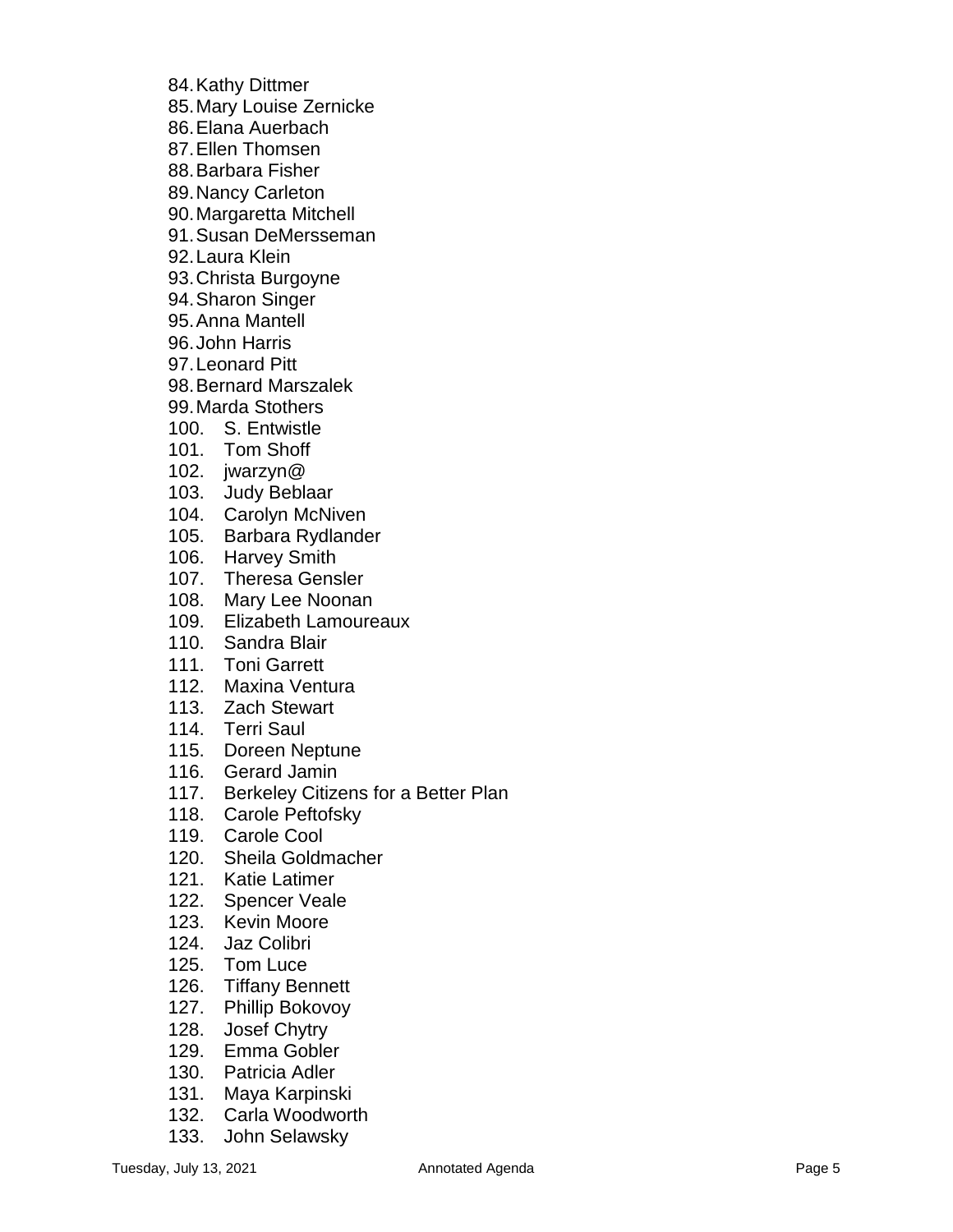84. Kathy Dittmer
85. Mary Louise Zernicke
86. Elana Auerbach
87. Ellen Thomsen
88. Barbara Fisher
89. Nancy Carleton
90. Margaretta Mitchell
91. Susan DeMersseman
92. Laura Klein
93. Christa Burgoyne
94. Sharon Singer
95. Anna Mantell
96. John Harris
97. Leonard Pitt
98. Bernard Marszalek
99. Marda Stothers
100. S. Entwistle
101. Tom Shoff
102. jwarzyn@
103. Judy Beblaar
104. Carolyn McNiven
105. Barbara Rydlander
106. Harvey Smith
107. Theresa Gensler
108. Mary Lee Noonan
109. Elizabeth Lamoureaux
110. Sandra Blair
111. Toni Garrett
112. Maxina Ventura
113. Zach Stewart
114. Terri Saul
115. Doreen Neptune
116. Gerard Jamin
117. Berkeley Citizens for a Better Plan
118. Carole Peftofsky
119. Carole Cool
120. Sheila Goldmacher
121. Katie Latimer
122. Spencer Veale
123. Kevin Moore
124. Jaz Colibri
125. Tom Luce
126. Tiffany Bennett
127. Phillip Bokovoy
128. Josef Chytry
129. Emma Gobler
130. Patricia Adler
131. Maya Karpinski
132. Carla Woodworth
133. John Selawsky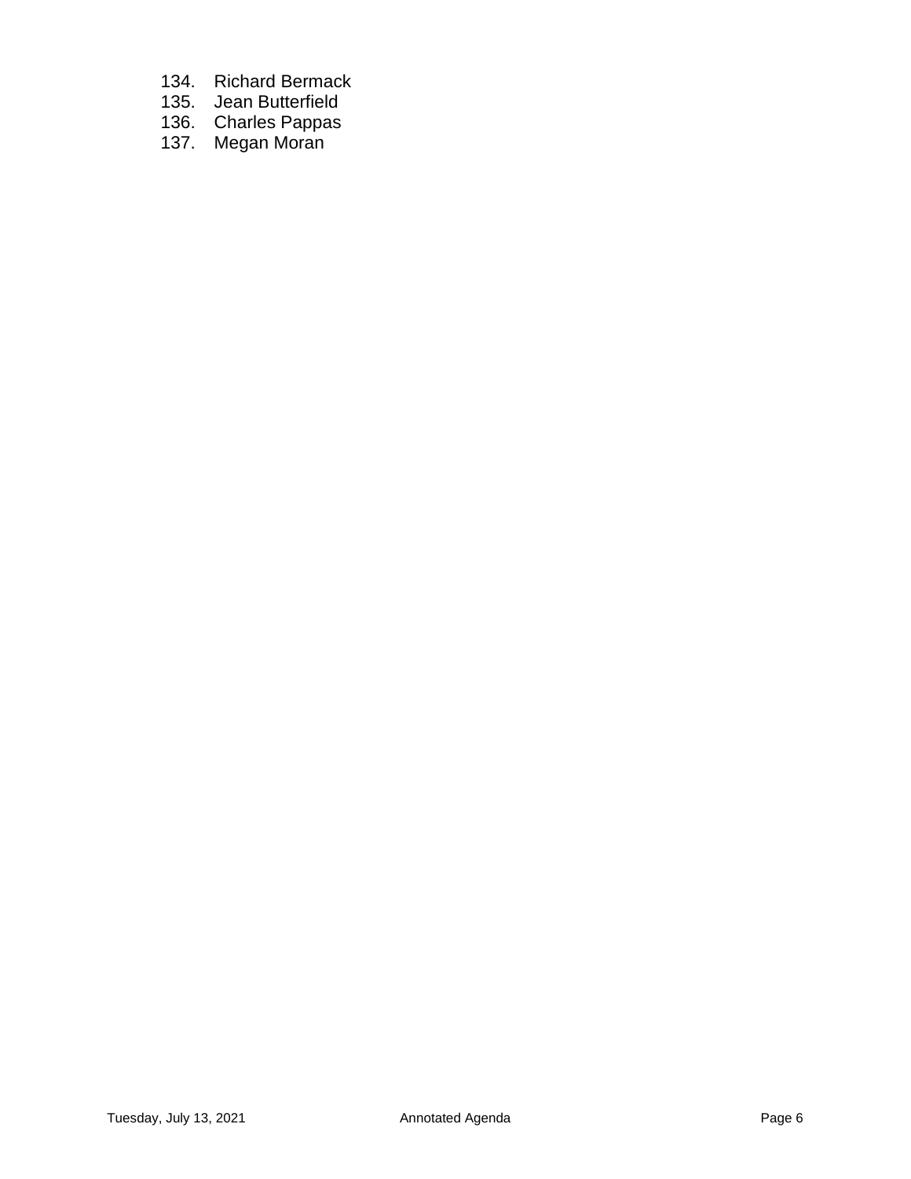134. Richard Bermack
135. Jean Butterfield
136. Charles Pappas
137. Megan Moran